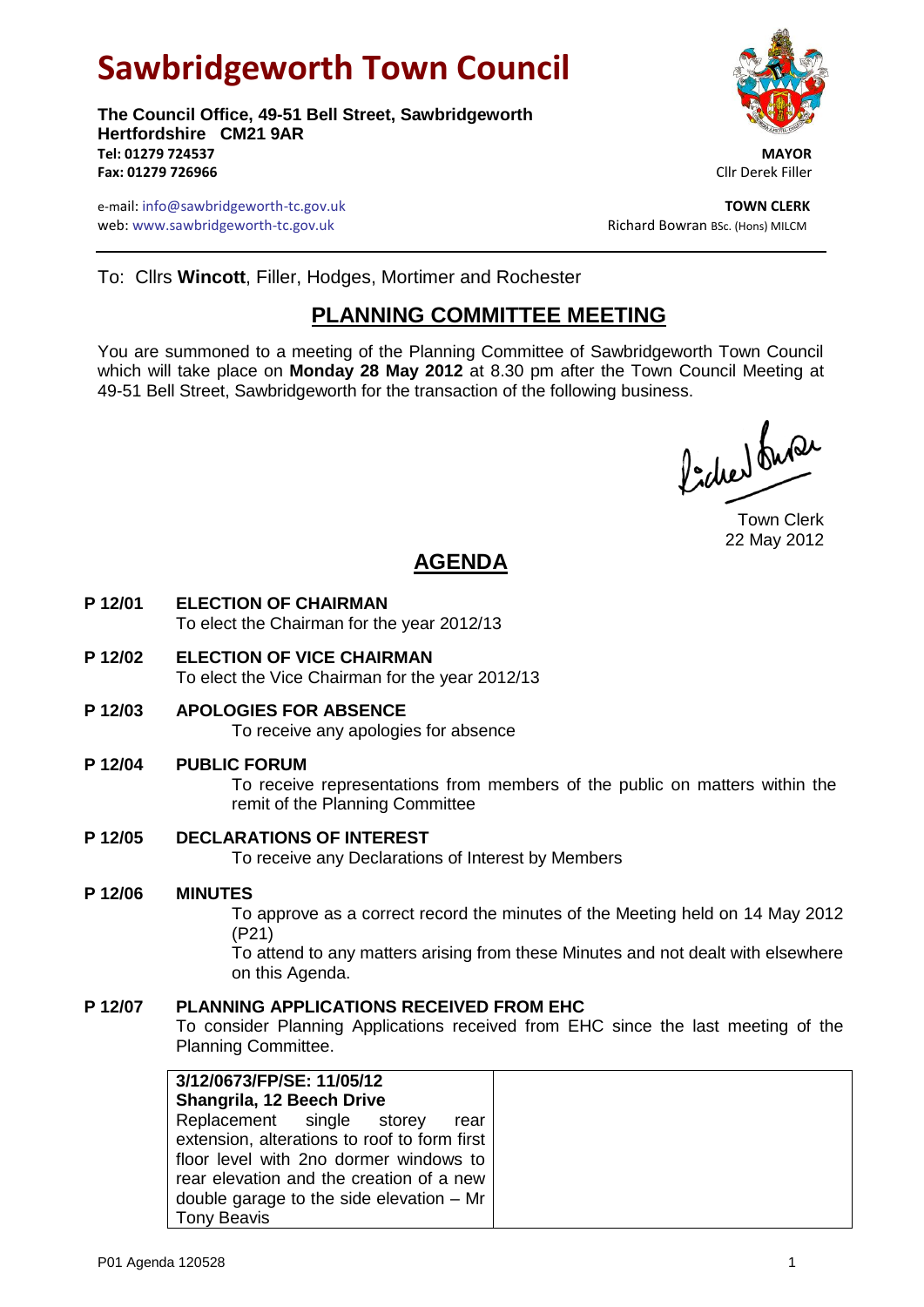# Sawbridgeworth Town Council

**The Council Office, 49-51 Bell Street, Sawbridgeworth**
**Hertfordshire CM21 9AR**
**Tel: 01279 724537**
**Fax: 01279 726966**

e-mail: info@sawbridgeworth-tc.gov.uk
web: www.sawbridgeworth-tc.gov.uk

**MAYOR**
Cllr Derek Filler

**TOWN CLERK**
Richard Bowran BSc. (Hons) MILCM

---

To: Cllrs **Wincott**, Filler, Hodges, Mortimer and Rochester

## PLANNING COMMITTEE MEETING

You are summoned to a meeting of the Planning Committee of Sawbridgeworth Town Council which will take place on **Monday 28 May 2012** at 8.30 pm after the Town Council Meeting at 49-51 Bell Street, Sawbridgeworth for the transaction of the following business.

Town Clerk
22 May 2012

## AGENDA

**P 12/01 ELECTION OF CHAIRMAN**
To elect the Chairman for the year 2012/13

**P 12/02 ELECTION OF VICE CHAIRMAN**
To elect the Vice Chairman for the year 2012/13

**P 12/03 APOLOGIES FOR ABSENCE**
To receive any apologies for absence

**P 12/04 PUBLIC FORUM**
To receive representations from members of the public on matters within the remit of the Planning Committee

**P 12/05 DECLARATIONS OF INTEREST**
To receive any Declarations of Interest by Members

**P 12/06 MINUTES**
To approve as a correct record the minutes of the Meeting held on 14 May 2012 (P21)
To attend to any matters arising from these Minutes and not dealt with elsewhere on this Agenda.

**P 12/07 PLANNING APPLICATIONS RECEIVED FROM EHC**
To consider Planning Applications received from EHC since the last meeting of the Planning Committee.

| **3/12/0673/FP/SE: 11/05/12**<br>**Shangrila, 12 Beech Drive**<br>Replacement single storey rear extension, alterations to roof to form first floor level with 2no dormer windows to rear elevation and the creation of a new double garage to the side elevation – Mr Tony Beavis | |
|---|---|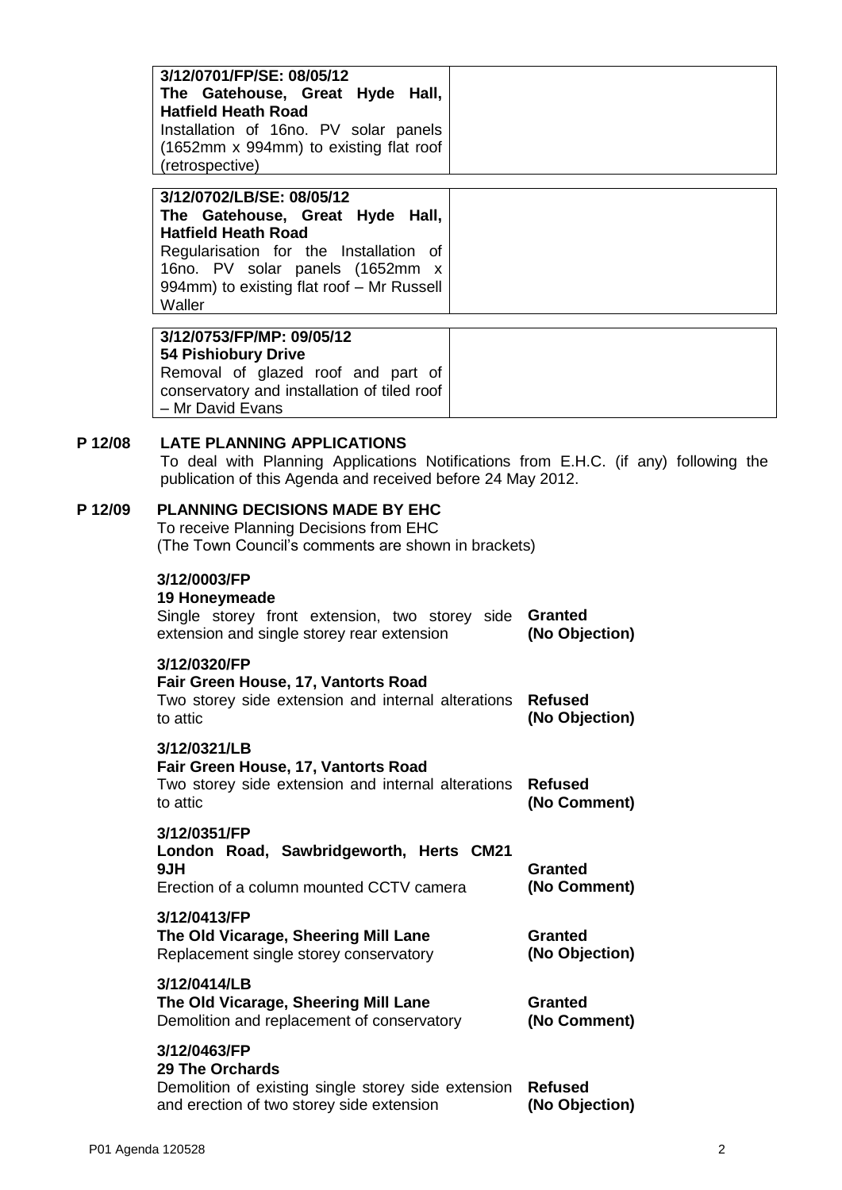| | |
|---|---|
| **3/12/0701/FP/SE: 08/05/12**<br>**The Gatehouse, Great Hyde Hall, Hatfield Heath Road**<br>Installation of 16no. PV solar panels (1652mm x 994mm) to existing flat roof (retrospective) | |

| | |
|---|---|
| **3/12/0702/LB/SE: 08/05/12**<br>**The Gatehouse, Great Hyde Hall, Hatfield Heath Road**<br>Regularisation for the Installation of 16no. PV solar panels (1652mm x 994mm) to existing flat roof – Mr Russell Waller | |

| | |
|---|---|
| **3/12/0753/FP/MP: 09/05/12**<br>**54 Pishiobury Drive**<br>Removal of glazed roof and part of conservatory and installation of tiled roof – Mr David Evans | |

## P 12/08 LATE PLANNING APPLICATIONS

To deal with Planning Applications Notifications from E.H.C. (if any) following the publication of this Agenda and received before 24 May 2012.

## P 12/09 PLANNING DECISIONS MADE BY EHC

To receive Planning Decisions from EHC
(The Town Council's comments are shown in brackets)

**3/12/0003/FP**
**19 Honeymeade**
Single storey front extension, two storey side extension and single storey rear extension — **Granted (No Objection)**

**3/12/0320/FP**
**Fair Green House, 17, Vantorts Road**
Two storey side extension and internal alterations to attic — **Refused (No Objection)**

**3/12/0321/LB**
**Fair Green House, 17, Vantorts Road**
Two storey side extension and internal alterations to attic — **Refused (No Comment)**

**3/12/0351/FP**
**London Road, Sawbridgeworth, Herts CM21 9JH**
Erection of a column mounted CCTV camera — **Granted (No Comment)**

**3/12/0413/FP**
**The Old Vicarage, Sheering Mill Lane**
Replacement single storey conservatory — **Granted (No Objection)**

**3/12/0414/LB**
**The Old Vicarage, Sheering Mill Lane**
Demolition and replacement of conservatory — **Granted (No Comment)**

**3/12/0463/FP**
**29 The Orchards**
Demolition of existing single storey side extension and erection of two storey side extension — **Refused (No Objection)**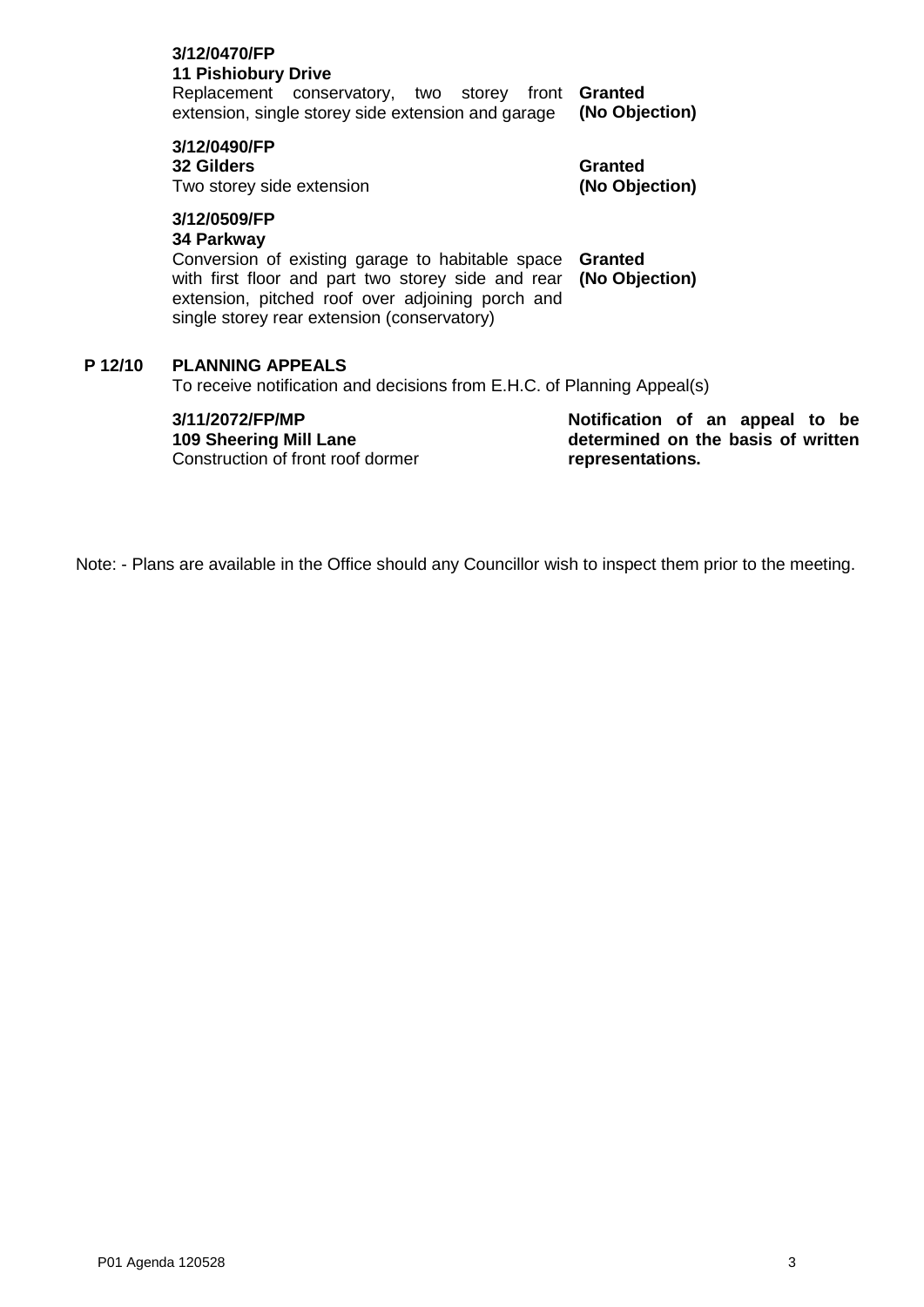**3/12/0470/FP**
**11 Pishiobury Drive**
Replacement conservatory, two storey front extension, single storey side extension and garage — **Granted (No Objection)**

**3/12/0490/FP**
**32 Gilders**
Two storey side extension — **Granted (No Objection)**

**3/12/0509/FP**
**34 Parkway**
Conversion of existing garage to habitable space with first floor and part two storey side and rear extension, pitched roof over adjoining porch and single storey rear extension (conservatory) — **Granted (No Objection)**

## P 12/10 PLANNING APPEALS

To receive notification and decisions from E.H.C. of Planning Appeal(s)

**3/11/2072/FP/MP**
**109 Sheering Mill Lane**
Construction of front roof dormer — **Notification of an appeal to be determined on the basis of written representations.**

Note: - Plans are available in the Office should any Councillor wish to inspect them prior to the meeting.